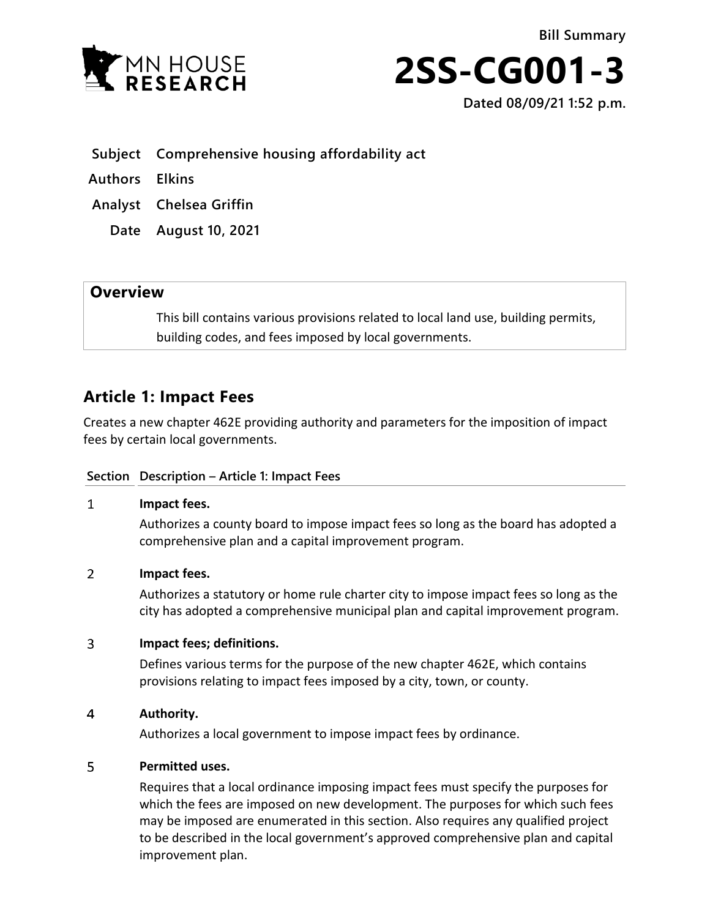Bill Summary

# 2SS-CG001-3

Dated 08/09/21 1:52 p.m.

**Subject** Comprehensive housing affordability act

**Authors** Elkins

**Analyst** Chelsea Griffin

**Date** August 10, 2021

## Overview

This bill contains various provisions related to local land use, building permits, building codes, and fees imposed by local governments.

## Article 1: Impact Fees

Creates a new chapter 462E providing authority and parameters for the imposition of impact fees by certain local governments.

| Section | Description – Article 1: Impact Fees |
| --- | --- |
| 1 | **Impact fees.**<br>Authorizes a county board to impose impact fees so long as the board has adopted a comprehensive plan and a capital improvement program. |
| 2 | **Impact fees.**<br>Authorizes a statutory or home rule charter city to impose impact fees so long as the city has adopted a comprehensive municipal plan and capital improvement program. |
| 3 | **Impact fees; definitions.**<br>Defines various terms for the purpose of the new chapter 462E, which contains provisions relating to impact fees imposed by a city, town, or county. |
| 4 | **Authority.**<br>Authorizes a local government to impose impact fees by ordinance. |
| 5 | **Permitted uses.**<br>Requires that a local ordinance imposing impact fees must specify the purposes for which the fees are imposed on new development. The purposes for which such fees may be imposed are enumerated in this section. Also requires any qualified project to be described in the local government's approved comprehensive plan and capital improvement plan. |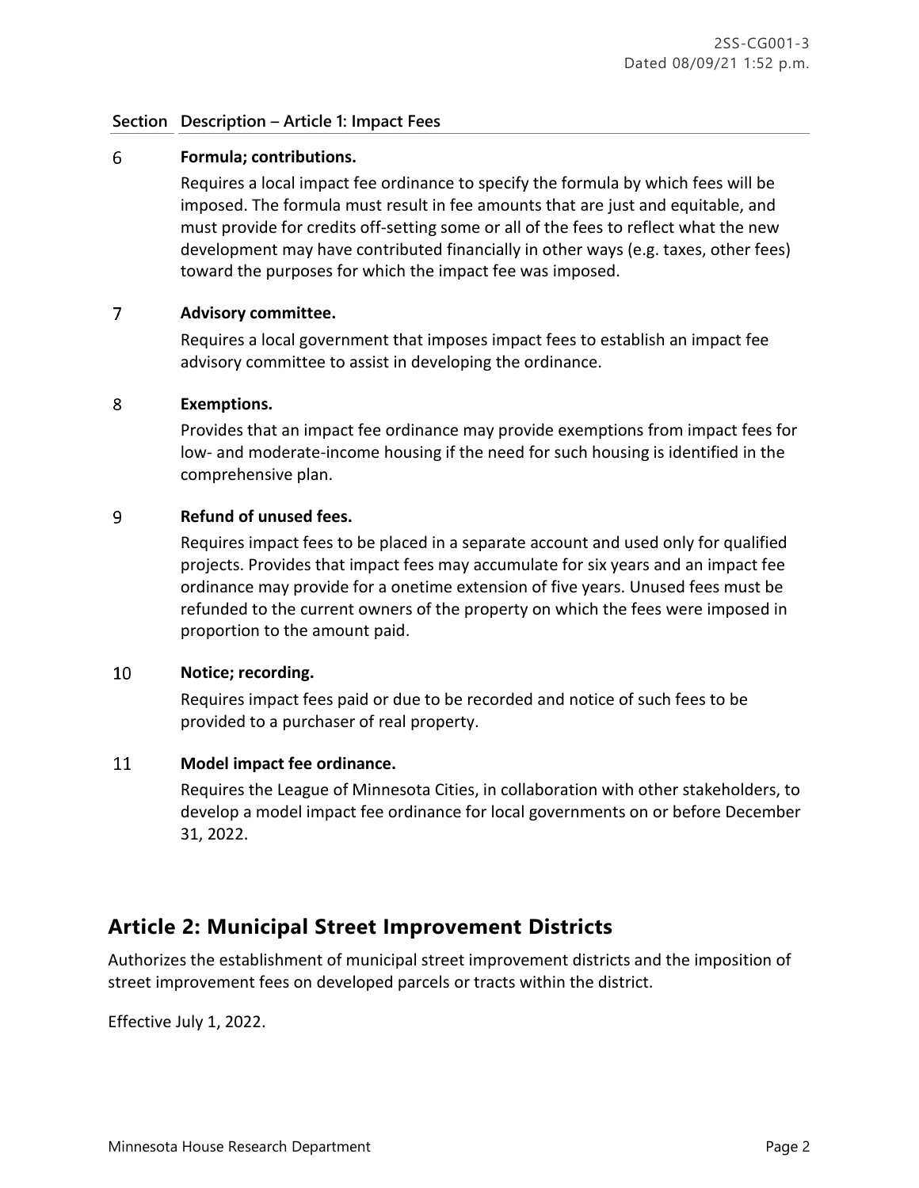| Section | Description – Article 1: Impact Fees |
|---|---|
| 6 | **Formula; contributions.** Requires a local impact fee ordinance to specify the formula by which fees will be imposed. The formula must result in fee amounts that are just and equitable, and must provide for credits off-setting some or all of the fees to reflect what the new development may have contributed financially in other ways (e.g. taxes, other fees) toward the purposes for which the impact fee was imposed. |
| 7 | **Advisory committee.** Requires a local government that imposes impact fees to establish an impact fee advisory committee to assist in developing the ordinance. |
| 8 | **Exemptions.** Provides that an impact fee ordinance may provide exemptions from impact fees for low- and moderate-income housing if the need for such housing is identified in the comprehensive plan. |
| 9 | **Refund of unused fees.** Requires impact fees to be placed in a separate account and used only for qualified projects. Provides that impact fees may accumulate for six years and an impact fee ordinance may provide for a onetime extension of five years. Unused fees must be refunded to the current owners of the property on which the fees were imposed in proportion to the amount paid. |
| 10 | **Notice; recording.** Requires impact fees paid or due to be recorded and notice of such fees to be provided to a purchaser of real property. |
| 11 | **Model impact fee ordinance.** Requires the League of Minnesota Cities, in collaboration with other stakeholders, to develop a model impact fee ordinance for local governments on or before December 31, 2022. |

## Article 2: Municipal Street Improvement Districts

Authorizes the establishment of municipal street improvement districts and the imposition of street improvement fees on developed parcels or tracts within the district.

Effective July 1, 2022.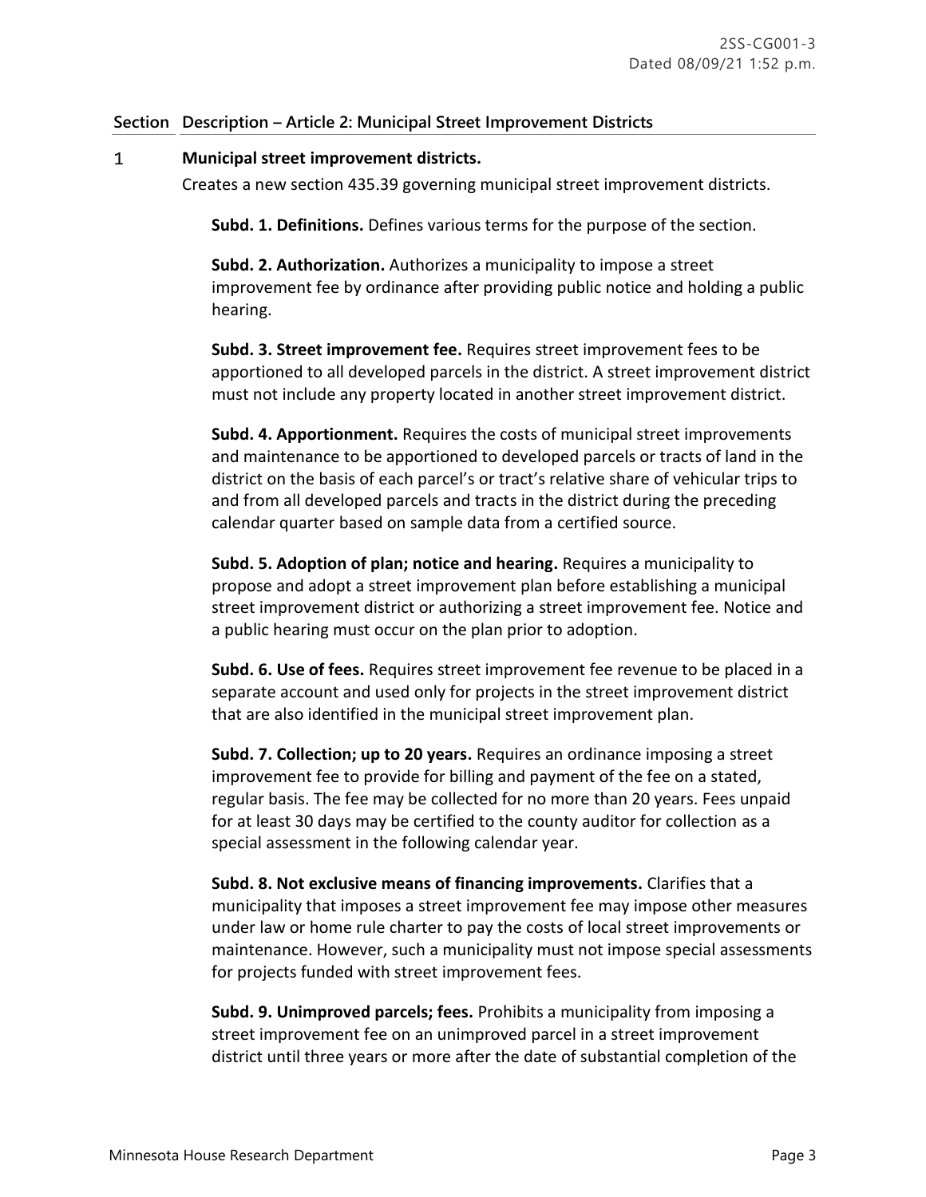| Section | Description – Article 2: Municipal Street Improvement Districts |
|---|---|

**1** **Municipal street improvement districts.**

Creates a new section 435.39 governing municipal street improvement districts.

**Subd. 1. Definitions.** Defines various terms for the purpose of the section.

**Subd. 2. Authorization.** Authorizes a municipality to impose a street improvement fee by ordinance after providing public notice and holding a public hearing.

**Subd. 3. Street improvement fee.** Requires street improvement fees to be apportioned to all developed parcels in the district. A street improvement district must not include any property located in another street improvement district.

**Subd. 4. Apportionment.** Requires the costs of municipal street improvements and maintenance to be apportioned to developed parcels or tracts of land in the district on the basis of each parcel's or tract's relative share of vehicular trips to and from all developed parcels and tracts in the district during the preceding calendar quarter based on sample data from a certified source.

**Subd. 5. Adoption of plan; notice and hearing.** Requires a municipality to propose and adopt a street improvement plan before establishing a municipal street improvement district or authorizing a street improvement fee. Notice and a public hearing must occur on the plan prior to adoption.

**Subd. 6. Use of fees.** Requires street improvement fee revenue to be placed in a separate account and used only for projects in the street improvement district that are also identified in the municipal street improvement plan.

**Subd. 7. Collection; up to 20 years.** Requires an ordinance imposing a street improvement fee to provide for billing and payment of the fee on a stated, regular basis. The fee may be collected for no more than 20 years. Fees unpaid for at least 30 days may be certified to the county auditor for collection as a special assessment in the following calendar year.

**Subd. 8. Not exclusive means of financing improvements.** Clarifies that a municipality that imposes a street improvement fee may impose other measures under law or home rule charter to pay the costs of local street improvements or maintenance. However, such a municipality must not impose special assessments for projects funded with street improvement fees.

**Subd. 9. Unimproved parcels; fees.** Prohibits a municipality from imposing a street improvement fee on an unimproved parcel in a street improvement district until three years or more after the date of substantial completion of the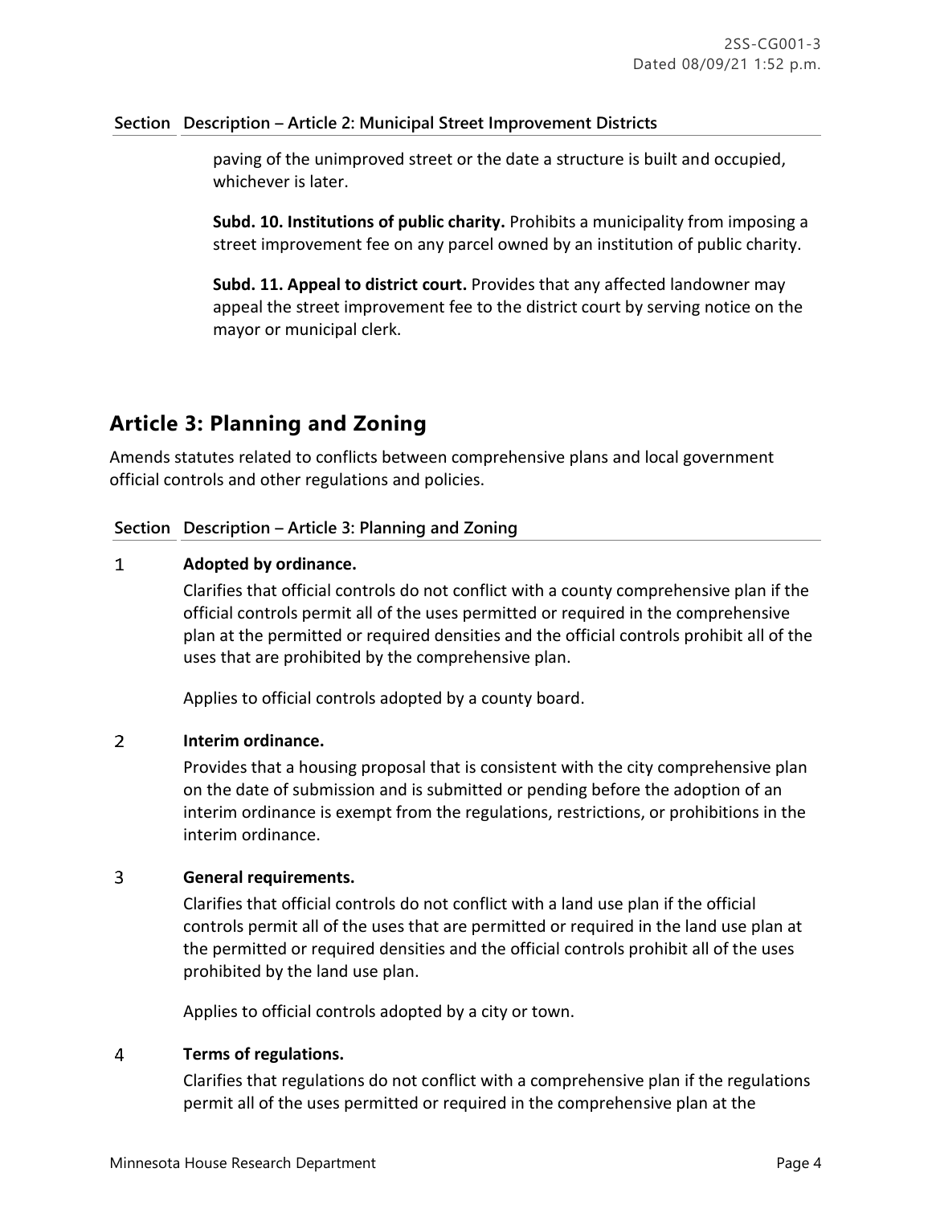| Section | Description – Article 2: Municipal Street Improvement Districts |
|---|---|
| | paving of the unimproved street or the date a structure is built and occupied, whichever is later.<br><br>**Subd. 10. Institutions of public charity.** Prohibits a municipality from imposing a street improvement fee on any parcel owned by an institution of public charity.<br><br>**Subd. 11. Appeal to district court.** Provides that any affected landowner may appeal the street improvement fee to the district court by serving notice on the mayor or municipal clerk. |

## Article 3: Planning and Zoning

Amends statutes related to conflicts between comprehensive plans and local government official controls and other regulations and policies.

| Section | Description – Article 3: Planning and Zoning |
|---|---|
| 1 | **Adopted by ordinance.**<br>Clarifies that official controls do not conflict with a county comprehensive plan if the official controls permit all of the uses permitted or required in the comprehensive plan at the permitted or required densities and the official controls prohibit all of the uses that are prohibited by the comprehensive plan.<br><br>Applies to official controls adopted by a county board. |
| 2 | **Interim ordinance.**<br>Provides that a housing proposal that is consistent with the city comprehensive plan on the date of submission and is submitted or pending before the adoption of an interim ordinance is exempt from the regulations, restrictions, or prohibitions in the interim ordinance. |
| 3 | **General requirements.**<br>Clarifies that official controls do not conflict with a land use plan if the official controls permit all of the uses that are permitted or required in the land use plan at the permitted or required densities and the official controls prohibit all of the uses prohibited by the land use plan.<br><br>Applies to official controls adopted by a city or town. |
| 4 | **Terms of regulations.**<br>Clarifies that regulations do not conflict with a comprehensive plan if the regulations permit all of the uses permitted or required in the comprehensive plan at the |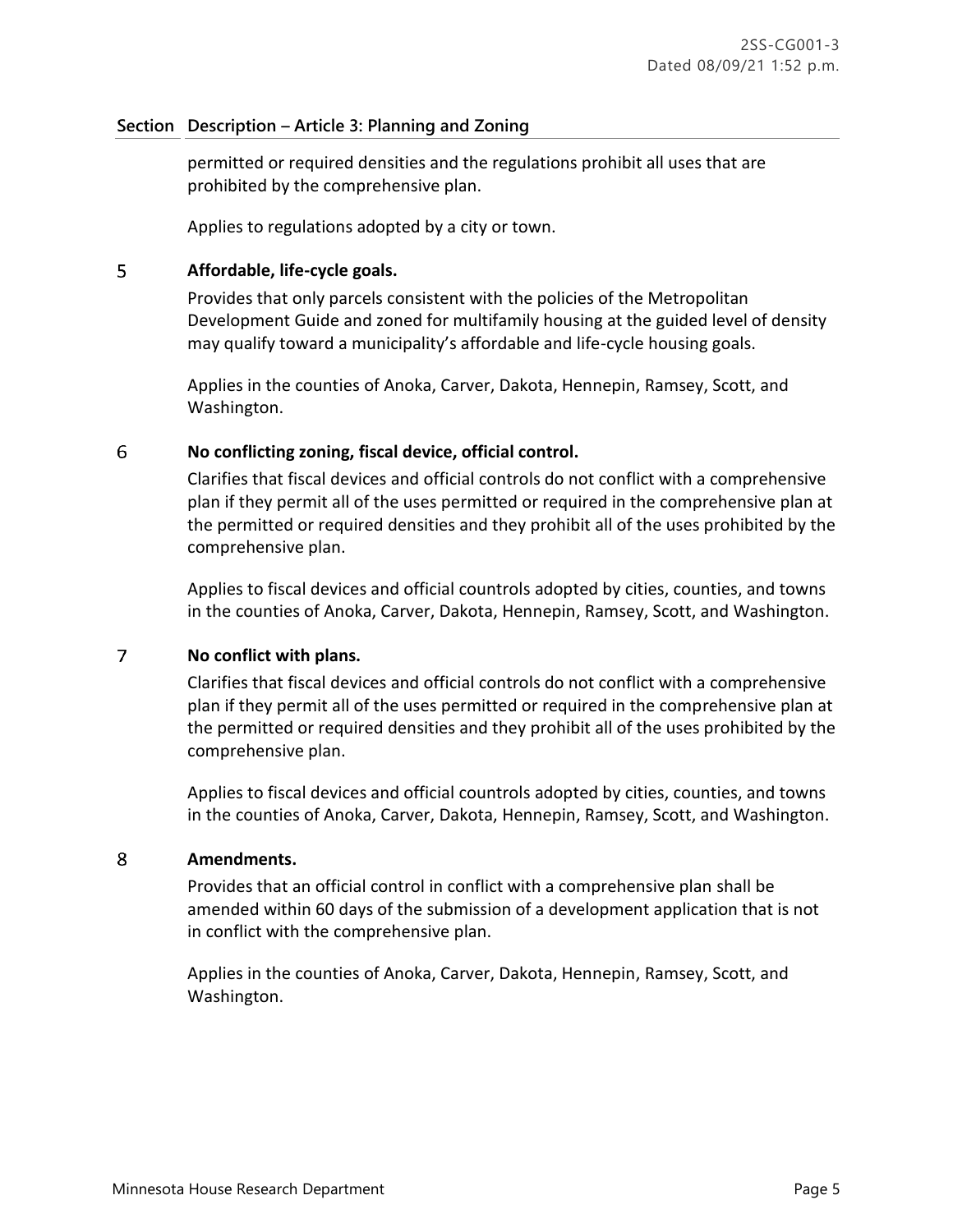| Section | Description – Article 3: Planning and Zoning |
|---|---|
| | permitted or required densities and the regulations prohibit all uses that are prohibited by the comprehensive plan.<br><br>Applies to regulations adopted by a city or town. |
| 5 | **Affordable, life-cycle goals.**<br><br>Provides that only parcels consistent with the policies of the Metropolitan Development Guide and zoned for multifamily housing at the guided level of density may qualify toward a municipality's affordable and life-cycle housing goals.<br><br>Applies in the counties of Anoka, Carver, Dakota, Hennepin, Ramsey, Scott, and Washington. |
| 6 | **No conflicting zoning, fiscal device, official control.**<br><br>Clarifies that fiscal devices and official controls do not conflict with a comprehensive plan if they permit all of the uses permitted or required in the comprehensive plan at the permitted or required densities and they prohibit all of the uses prohibited by the comprehensive plan.<br><br>Applies to fiscal devices and official countrols adopted by cities, counties, and towns in the counties of Anoka, Carver, Dakota, Hennepin, Ramsey, Scott, and Washington. |
| 7 | **No conflict with plans.**<br><br>Clarifies that fiscal devices and official controls do not conflict with a comprehensive plan if they permit all of the uses permitted or required in the comprehensive plan at the permitted or required densities and they prohibit all of the uses prohibited by the comprehensive plan.<br><br>Applies to fiscal devices and official countrols adopted by cities, counties, and towns in the counties of Anoka, Carver, Dakota, Hennepin, Ramsey, Scott, and Washington. |
| 8 | **Amendments.**<br><br>Provides that an official control in conflict with a comprehensive plan shall be amended within 60 days of the submission of a development application that is not in conflict with the comprehensive plan.<br><br>Applies in the counties of Anoka, Carver, Dakota, Hennepin, Ramsey, Scott, and Washington. |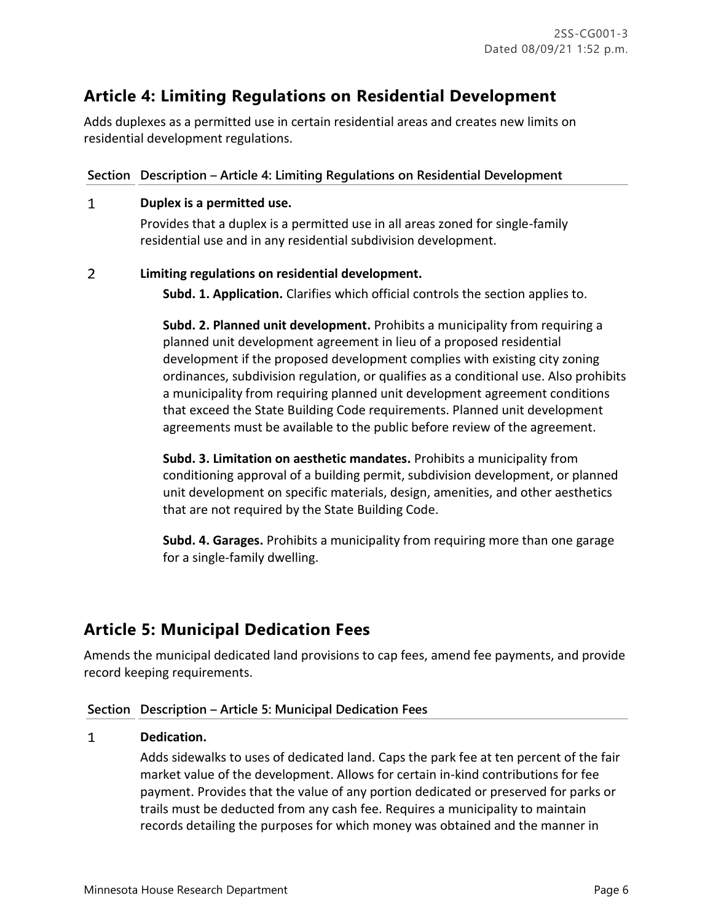## Article 4: Limiting Regulations on Residential Development

Adds duplexes as a permitted use in certain residential areas and creates new limits on residential development regulations.

| Section | Description – Article 4: Limiting Regulations on Residential Development |
|---|---|
| 1 | **Duplex is a permitted use.**<br>Provides that a duplex is a permitted use in all areas zoned for single-family residential use and in any residential subdivision development. |
| 2 | **Limiting regulations on residential development.**<br>**Subd. 1. Application.** Clarifies which official controls the section applies to.<br>**Subd. 2. Planned unit development.** Prohibits a municipality from requiring a planned unit development agreement in lieu of a proposed residential development if the proposed development complies with existing city zoning ordinances, subdivision regulation, or qualifies as a conditional use. Also prohibits a municipality from requiring planned unit development agreement conditions that exceed the State Building Code requirements. Planned unit development agreements must be available to the public before review of the agreement.<br>**Subd. 3. Limitation on aesthetic mandates.** Prohibits a municipality from conditioning approval of a building permit, subdivision development, or planned unit development on specific materials, design, amenities, and other aesthetics that are not required by the State Building Code.<br>**Subd. 4. Garages.** Prohibits a municipality from requiring more than one garage for a single-family dwelling. |

## Article 5: Municipal Dedication Fees

Amends the municipal dedicated land provisions to cap fees, amend fee payments, and provide record keeping requirements.

| Section | Description – Article 5: Municipal Dedication Fees |
|---|---|
| 1 | **Dedication.**<br>Adds sidewalks to uses of dedicated land. Caps the park fee at ten percent of the fair market value of the development. Allows for certain in-kind contributions for fee payment. Provides that the value of any portion dedicated or preserved for parks or trails must be deducted from any cash fee. Requires a municipality to maintain records detailing the purposes for which money was obtained and the manner in |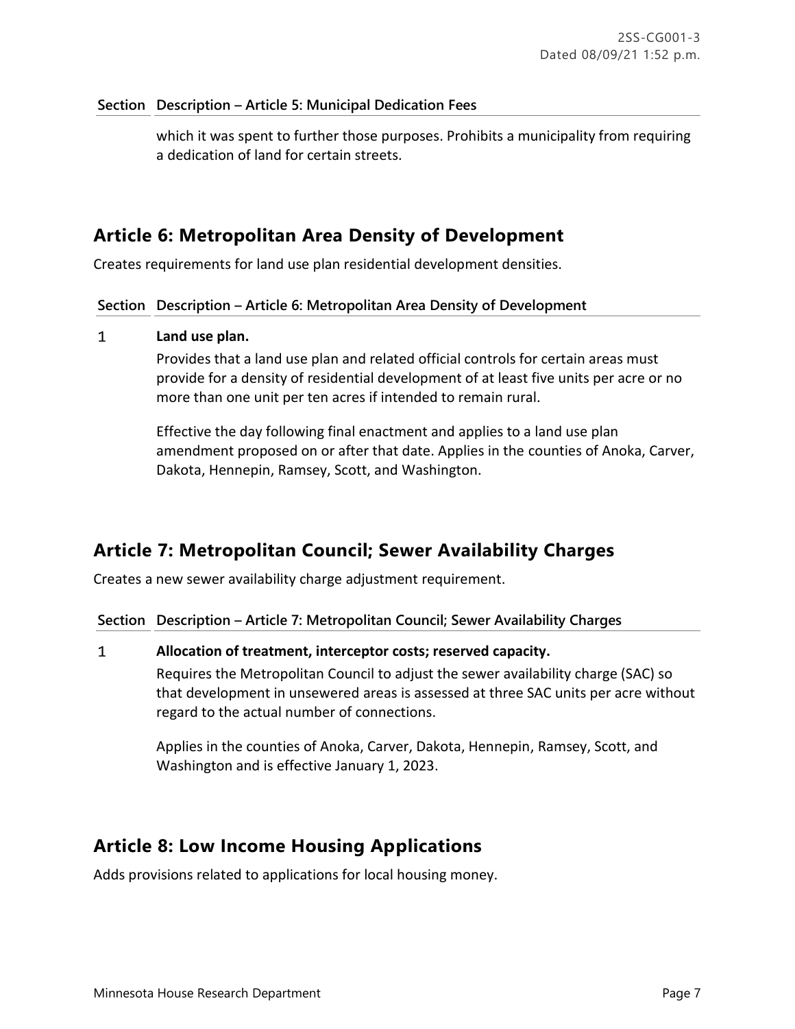| Section | Description – Article 5: Municipal Dedication Fees |
| --- | --- |
| | which it was spent to further those purposes. Prohibits a municipality from requiring a dedication of land for certain streets. |

## Article 6: Metropolitan Area Density of Development

Creates requirements for land use plan residential development densities.

| Section | Description – Article 6: Metropolitan Area Density of Development |
| --- | --- |
| 1 | **Land use plan.**<br>Provides that a land use plan and related official controls for certain areas must provide for a density of residential development of at least five units per acre or no more than one unit per ten acres if intended to remain rural.<br><br>Effective the day following final enactment and applies to a land use plan amendment proposed on or after that date. Applies in the counties of Anoka, Carver, Dakota, Hennepin, Ramsey, Scott, and Washington. |

## Article 7: Metropolitan Council; Sewer Availability Charges

Creates a new sewer availability charge adjustment requirement.

| Section | Description – Article 7: Metropolitan Council; Sewer Availability Charges |
| --- | --- |
| 1 | **Allocation of treatment, interceptor costs; reserved capacity.**<br>Requires the Metropolitan Council to adjust the sewer availability charge (SAC) so that development in unsewered areas is assessed at three SAC units per acre without regard to the actual number of connections.<br><br>Applies in the counties of Anoka, Carver, Dakota, Hennepin, Ramsey, Scott, and Washington and is effective January 1, 2023. |

## Article 8: Low Income Housing Applications

Adds provisions related to applications for local housing money.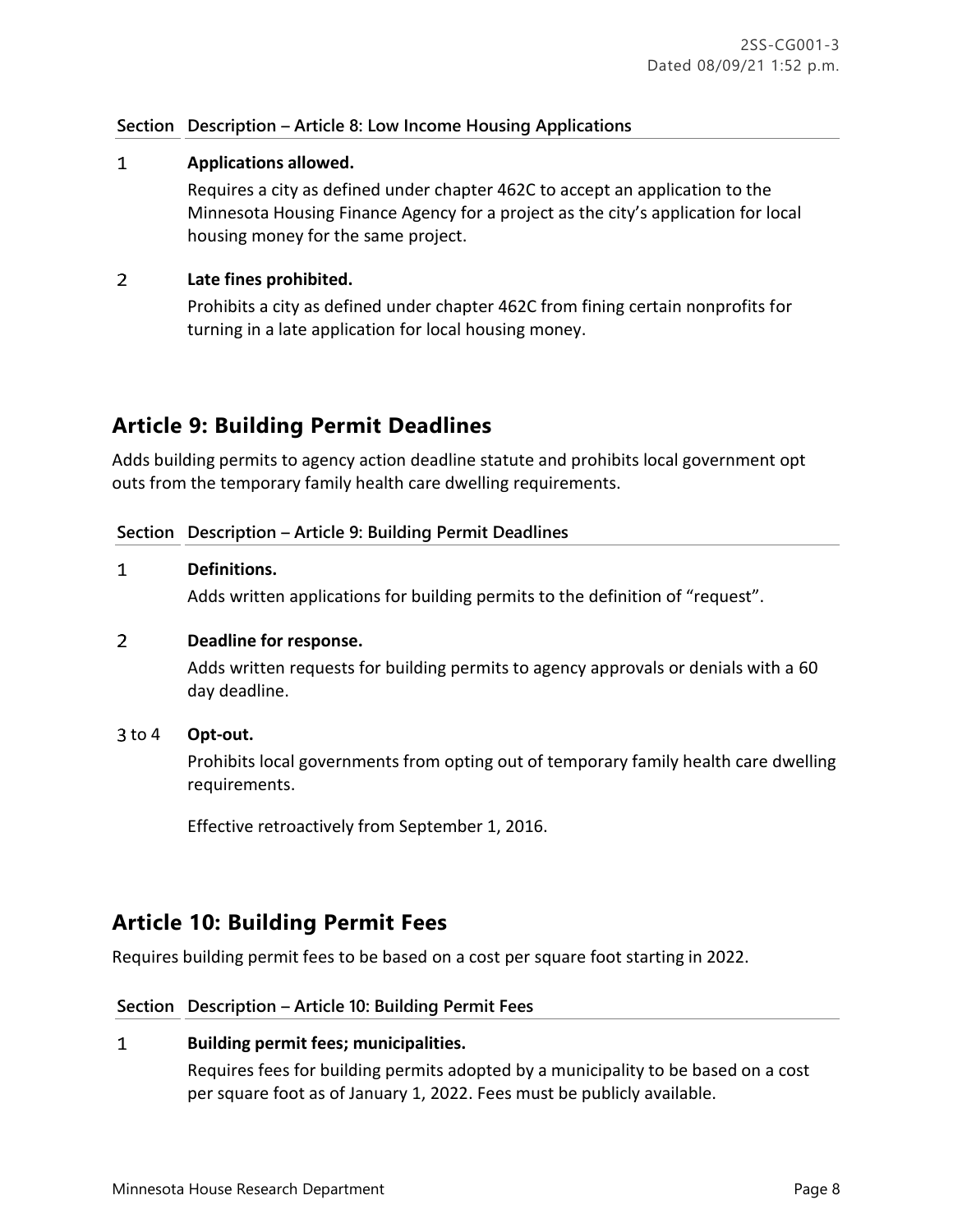| Section | Description – Article 8: Low Income Housing Applications |
|---|---|
| 1 | **Applications allowed.**<br>Requires a city as defined under chapter 462C to accept an application to the Minnesota Housing Finance Agency for a project as the city's application for local housing money for the same project. |
| 2 | **Late fines prohibited.**<br>Prohibits a city as defined under chapter 462C from fining certain nonprofits for turning in a late application for local housing money. |

## Article 9: Building Permit Deadlines

Adds building permits to agency action deadline statute and prohibits local government opt outs from the temporary family health care dwelling requirements.

| Section | Description – Article 9: Building Permit Deadlines |
|---|---|
| 1 | **Definitions.**<br>Adds written applications for building permits to the definition of "request". |
| 2 | **Deadline for response.**<br>Adds written requests for building permits to agency approvals or denials with a 60 day deadline. |
| 3 to 4 | **Opt-out.**<br>Prohibits local governments from opting out of temporary family health care dwelling requirements.<br><br>Effective retroactively from September 1, 2016. |

## Article 10: Building Permit Fees

Requires building permit fees to be based on a cost per square foot starting in 2022.

| Section | Description – Article 10: Building Permit Fees |
|---|---|
| 1 | **Building permit fees; municipalities.**<br>Requires fees for building permits adopted by a municipality to be based on a cost per square foot as of January 1, 2022. Fees must be publicly available. |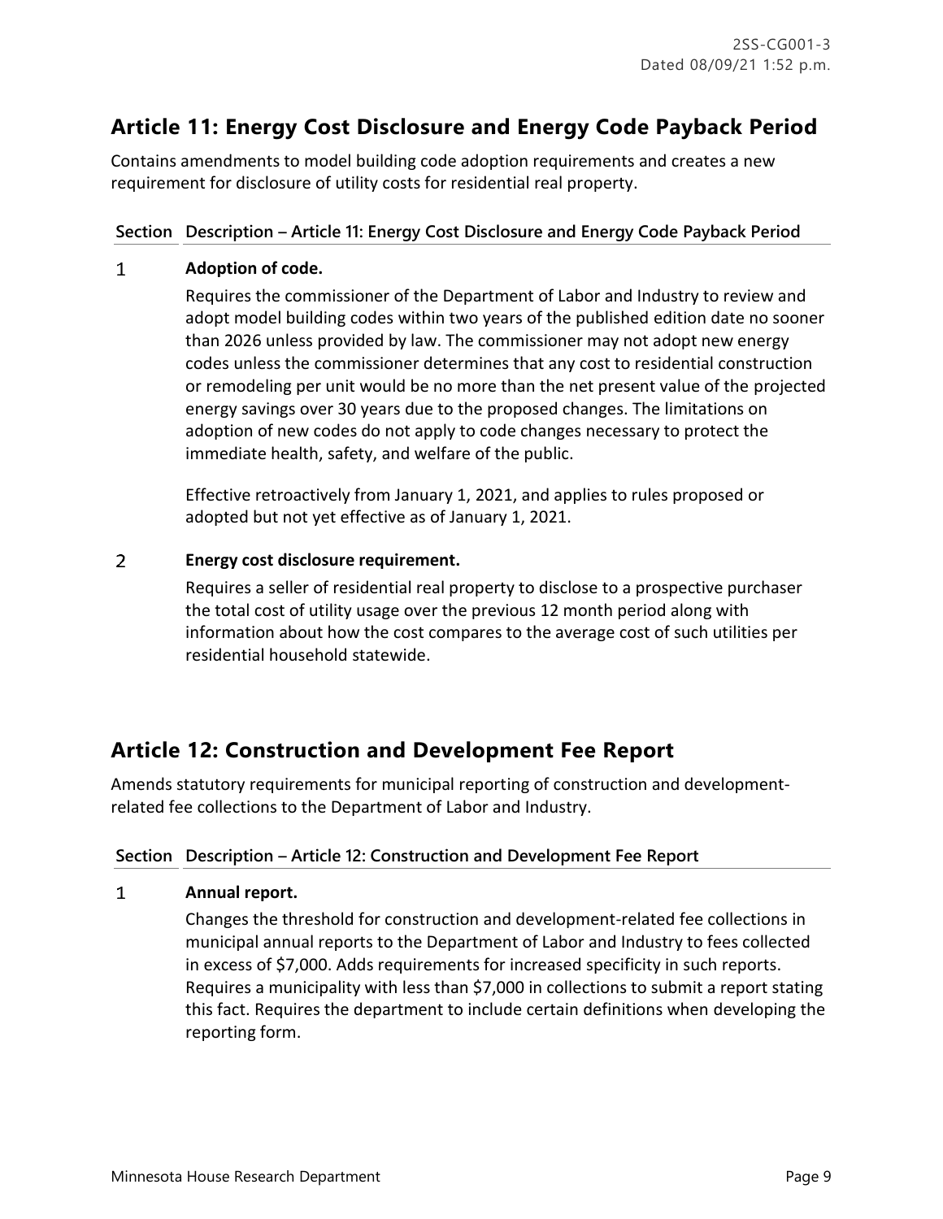## Article 11: Energy Cost Disclosure and Energy Code Payback Period

Contains amendments to model building code adoption requirements and creates a new requirement for disclosure of utility costs for residential real property.

| Section | Description – Article 11: Energy Cost Disclosure and Energy Code Payback Period |
|---|---|
| 1 | **Adoption of code.**<br>Requires the commissioner of the Department of Labor and Industry to review and adopt model building codes within two years of the published edition date no sooner than 2026 unless provided by law. The commissioner may not adopt new energy codes unless the commissioner determines that any cost to residential construction or remodeling per unit would be no more than the net present value of the projected energy savings over 30 years due to the proposed changes. The limitations on adoption of new codes do not apply to code changes necessary to protect the immediate health, safety, and welfare of the public.<br><br>Effective retroactively from January 1, 2021, and applies to rules proposed or adopted but not yet effective as of January 1, 2021. |
| 2 | **Energy cost disclosure requirement.**<br>Requires a seller of residential real property to disclose to a prospective purchaser the total cost of utility usage over the previous 12 month period along with information about how the cost compares to the average cost of such utilities per residential household statewide. |

## Article 12: Construction and Development Fee Report

Amends statutory requirements for municipal reporting of construction and development-related fee collections to the Department of Labor and Industry.

| Section | Description – Article 12: Construction and Development Fee Report |
|---|---|
| 1 | **Annual report.**<br>Changes the threshold for construction and development-related fee collections in municipal annual reports to the Department of Labor and Industry to fees collected in excess of $7,000. Adds requirements for increased specificity in such reports. Requires a municipality with less than $7,000 in collections to submit a report stating this fact. Requires the department to include certain definitions when developing the reporting form. |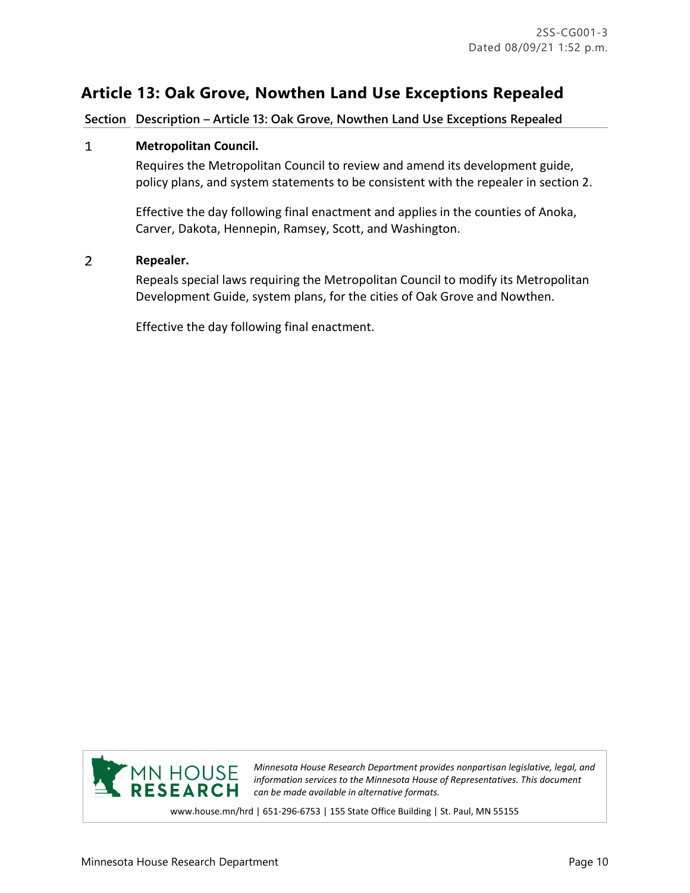## Article 13: Oak Grove, Nowthen Land Use Exceptions Repealed

| Section | Description – Article 13: Oak Grove, Nowthen Land Use Exceptions Repealed |
|---|---|
| 1 | **Metropolitan Council.**<br>Requires the Metropolitan Council to review and amend its development guide, policy plans, and system statements to be consistent with the repealer in section 2.<br><br>Effective the day following final enactment and applies in the counties of Anoka, Carver, Dakota, Hennepin, Ramsey, Scott, and Washington. |
| 2 | **Repealer.**<br>Repeals special laws requiring the Metropolitan Council to modify its Metropolitan Development Guide, system plans, for the cities of Oak Grove and Nowthen.<br><br>Effective the day following final enactment. |

MN HOUSE RESEARCH

*Minnesota House Research Department provides nonpartisan legislative, legal, and information services to the Minnesota House of Representatives. This document can be made available in alternative formats.*

www.house.mn/hrd | 651-296-6753 | 155 State Office Building | St. Paul, MN 55155